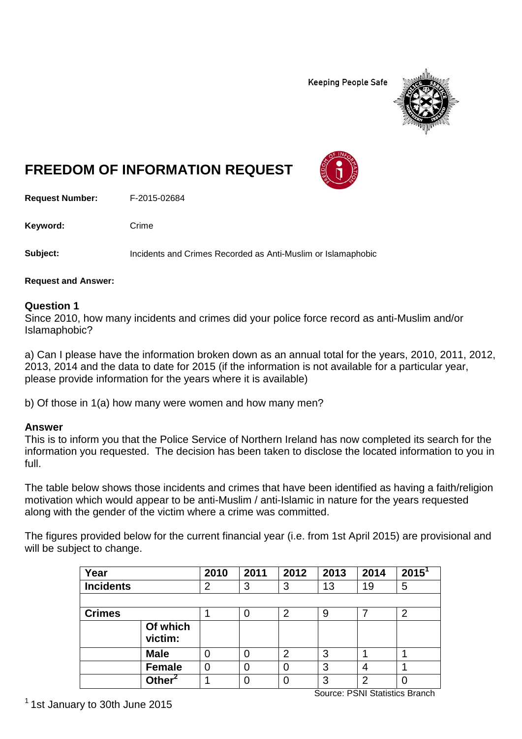Keeping People Safe

# FREEDOM OF INFORMATION REQUEST

**Request Number:** F-2015-02684

**Keyword:** Crime

**Subject:** Incidents and Crimes Recorded as Anti-Muslim or Islamaphobic

**Request and Answer:**

### Question 1

Since 2010, how many incidents and crimes did your police force record as anti-Muslim and/or Islamaphobic?

a) Can I please have the information broken down as an annual total for the years, 2010, 2011, 2012, 2013, 2014 and the data to date for 2015 (if the information is not available for a particular year, please provide information for the years where it is available)

b) Of those in 1(a) how many were women and how many men?

### Answer

This is to inform you that the Police Service of Northern Ireland has now completed its search for the information you requested. The decision has been taken to disclose the located information to you in full.

The table below shows those incidents and crimes that have been identified as having a faith/religion motivation which would appear to be anti-Muslim / anti-Islamic in nature for the years requested along with the gender of the victim where a crime was committed.

The figures provided below for the current financial year (i.e. from 1st April 2015) are provisional and will be subject to change.

| **Year** | | **2010** | **2011** | **2012** | **2013** | **2014** | **2015**[1] |
|---|---|---|---|---|---|---|---|
| **Incidents** | | 2 | 3 | 3 | 13 | 19 | 5 |
| | | | | | | | |
| **Crimes** | | 1 | 0 | 2 | 9 | 7 | 2 |
| | **Of which victim:** | | | | | | |
| | **Male** | 0 | 0 | 2 | 3 | 1 | 1 |
| | **Female** | 0 | 0 | 0 | 3 | 4 | 1 |
| | **Other**[2] | 1 | 0 | 0 | 3 | 2 | 0 |

Source: PSNI Statistics Branch

[1] 1st January to 30th June 2015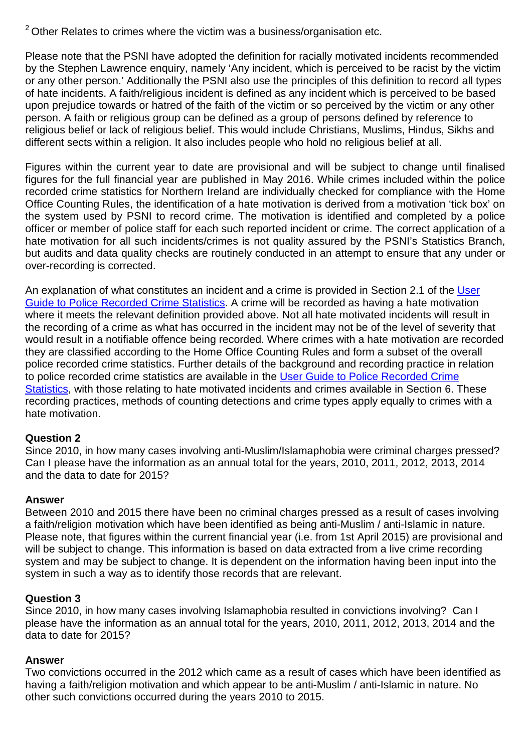[2] Other Relates to crimes where the victim was a business/organisation etc.

Please note that the PSNI have adopted the definition for racially motivated incidents recommended by the Stephen Lawrence enquiry, namely 'Any incident, which is perceived to be racist by the victim or any other person.' Additionally the PSNI also use the principles of this definition to record all types of hate incidents. A faith/religious incident is defined as any incident which is perceived to be based upon prejudice towards or hatred of the faith of the victim or so perceived by the victim or any other person. A faith or religious group can be defined as a group of persons defined by reference to religious belief or lack of religious belief. This would include Christians, Muslims, Hindus, Sikhs and different sects within a religion. It also includes people who hold no religious belief at all.

Figures within the current year to date are provisional and will be subject to change until finalised figures for the full financial year are published in May 2016. While crimes included within the police recorded crime statistics for Northern Ireland are individually checked for compliance with the Home Office Counting Rules, the identification of a hate motivation is derived from a motivation 'tick box' on the system used by PSNI to record crime. The motivation is identified and completed by a police officer or member of police staff for each such reported incident or crime. The correct application of a hate motivation for all such incidents/crimes is not quality assured by the PSNI's Statistics Branch, but audits and data quality checks are routinely conducted in an attempt to ensure that any under or over-recording is corrected.

An explanation of what constitutes an incident and a crime is provided in Section 2.1 of the User Guide to Police Recorded Crime Statistics. A crime will be recorded as having a hate motivation where it meets the relevant definition provided above. Not all hate motivated incidents will result in the recording of a crime as what has occurred in the incident may not be of the level of severity that would result in a notifiable offence being recorded. Where crimes with a hate motivation are recorded they are classified according to the Home Office Counting Rules and form a subset of the overall police recorded crime statistics. Further details of the background and recording practice in relation to police recorded crime statistics are available in the User Guide to Police Recorded Crime Statistics, with those relating to hate motivated incidents and crimes available in Section 6. These recording practices, methods of counting detections and crime types apply equally to crimes with a hate motivation.

**Question 2**
Since 2010, in how many cases involving anti-Muslim/Islamaphobia were criminal charges pressed? Can I please have the information as an annual total for the years, 2010, 2011, 2012, 2013, 2014 and the data to date for 2015?

**Answer**
Between 2010 and 2015 there have been no criminal charges pressed as a result of cases involving a faith/religion motivation which have been identified as being anti-Muslim / anti-Islamic in nature. Please note, that figures within the current financial year (i.e. from 1st April 2015) are provisional and will be subject to change. This information is based on data extracted from a live crime recording system and may be subject to change. It is dependent on the information having been input into the system in such a way as to identify those records that are relevant.

**Question 3**
Since 2010, in how many cases involving Islamaphobia resulted in convictions involving? Can I please have the information as an annual total for the years, 2010, 2011, 2012, 2013, 2014 and the data to date for 2015?

**Answer**
Two convictions occurred in the 2012 which came as a result of cases which have been identified as having a faith/religion motivation and which appear to be anti-Muslim / anti-Islamic in nature. No other such convictions occurred during the years 2010 to 2015.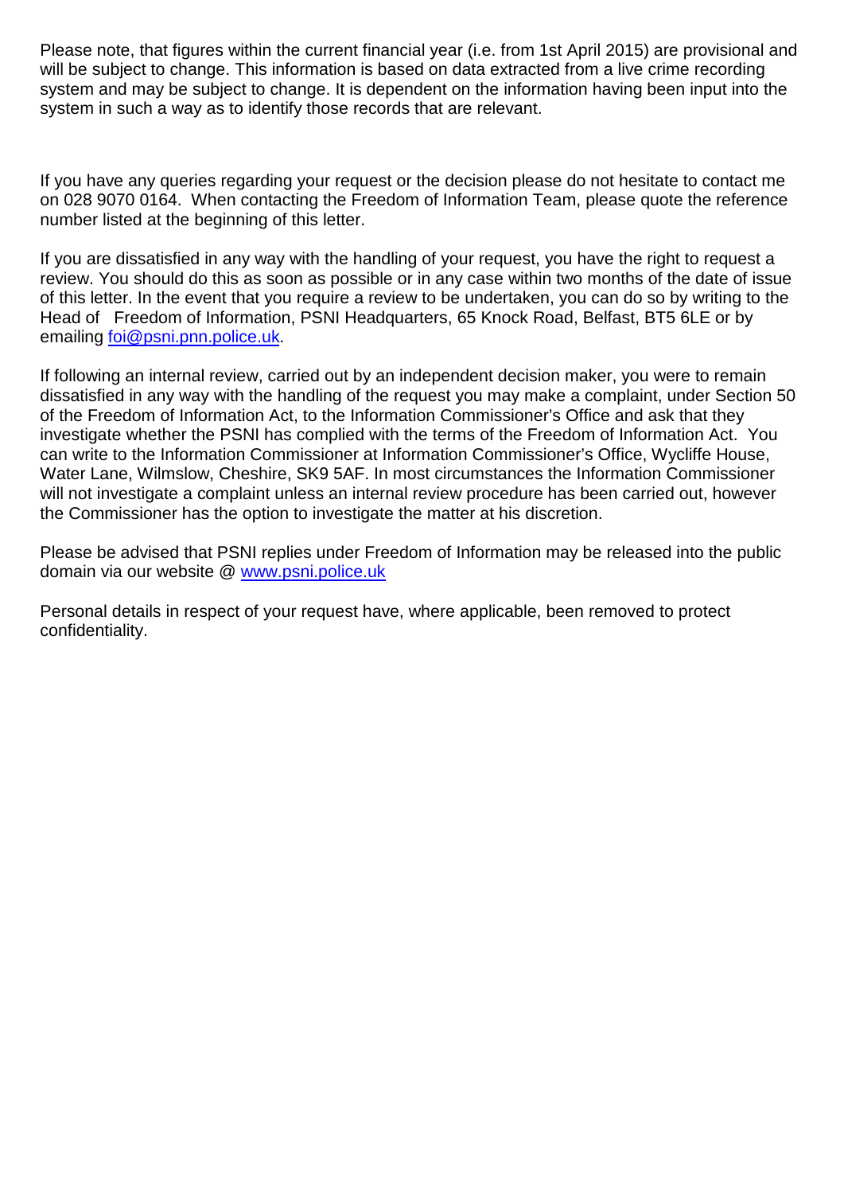Please note, that figures within the current financial year (i.e. from 1st April 2015) are provisional and will be subject to change. This information is based on data extracted from a live crime recording system and may be subject to change. It is dependent on the information having been input into the system in such a way as to identify those records that are relevant.

If you have any queries regarding your request or the decision please do not hesitate to contact me on 028 9070 0164. When contacting the Freedom of Information Team, please quote the reference number listed at the beginning of this letter.

If you are dissatisfied in any way with the handling of your request, you have the right to request a review. You should do this as soon as possible or in any case within two months of the date of issue of this letter. In the event that you require a review to be undertaken, you can do so by writing to the Head of Freedom of Information, PSNI Headquarters, 65 Knock Road, Belfast, BT5 6LE or by emailing foi@psni.pnn.police.uk.

If following an internal review, carried out by an independent decision maker, you were to remain dissatisfied in any way with the handling of the request you may make a complaint, under Section 50 of the Freedom of Information Act, to the Information Commissioner's Office and ask that they investigate whether the PSNI has complied with the terms of the Freedom of Information Act. You can write to the Information Commissioner at Information Commissioner's Office, Wycliffe House, Water Lane, Wilmslow, Cheshire, SK9 5AF. In most circumstances the Information Commissioner will not investigate a complaint unless an internal review procedure has been carried out, however the Commissioner has the option to investigate the matter at his discretion.

Please be advised that PSNI replies under Freedom of Information may be released into the public domain via our website @ www.psni.police.uk

Personal details in respect of your request have, where applicable, been removed to protect confidentiality.